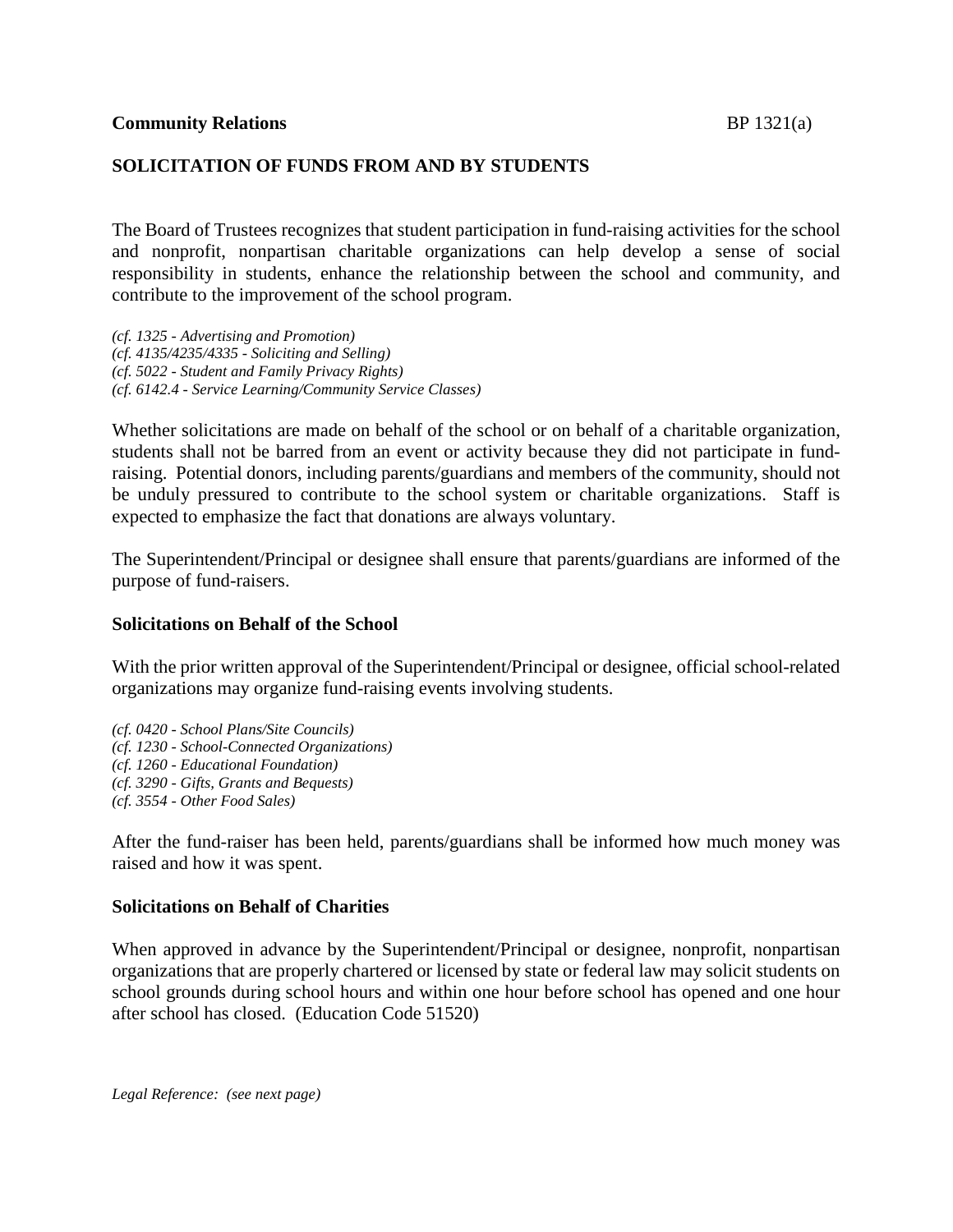**Community Relations** BP 1321(a)

## SOLICITATION OF FUNDS FROM AND BY STUDENTS

The Board of Trustees recognizes that student participation in fund-raising activities for the school and nonprofit, nonpartisan charitable organizations can help develop a sense of social responsibility in students, enhance the relationship between the school and community, and contribute to the improvement of the school program.

*(cf. 1325 - Advertising and Promotion)*
*(cf. 4135/4235/4335 - Soliciting and Selling)*
*(cf. 5022 - Student and Family Privacy Rights)*
*(cf. 6142.4 - Service Learning/Community Service Classes)*

Whether solicitations are made on behalf of the school or on behalf of a charitable organization, students shall not be barred from an event or activity because they did not participate in fund-raising. Potential donors, including parents/guardians and members of the community, should not be unduly pressured to contribute to the school system or charitable organizations. Staff is expected to emphasize the fact that donations are always voluntary.

The Superintendent/Principal or designee shall ensure that parents/guardians are informed of the purpose of fund-raisers.

### Solicitations on Behalf of the School

With the prior written approval of the Superintendent/Principal or designee, official school-related organizations may organize fund-raising events involving students.

*(cf. 0420 - School Plans/Site Councils)*
*(cf. 1230 - School-Connected Organizations)*
*(cf. 1260 - Educational Foundation)*
*(cf. 3290 - Gifts, Grants and Bequests)*
*(cf. 3554 - Other Food Sales)*

After the fund-raiser has been held, parents/guardians shall be informed how much money was raised and how it was spent.

### Solicitations on Behalf of Charities

When approved in advance by the Superintendent/Principal or designee, nonprofit, nonpartisan organizations that are properly chartered or licensed by state or federal law may solicit students on school grounds during school hours and within one hour before school has opened and one hour after school has closed. (Education Code 51520)

*Legal Reference: (see next page)*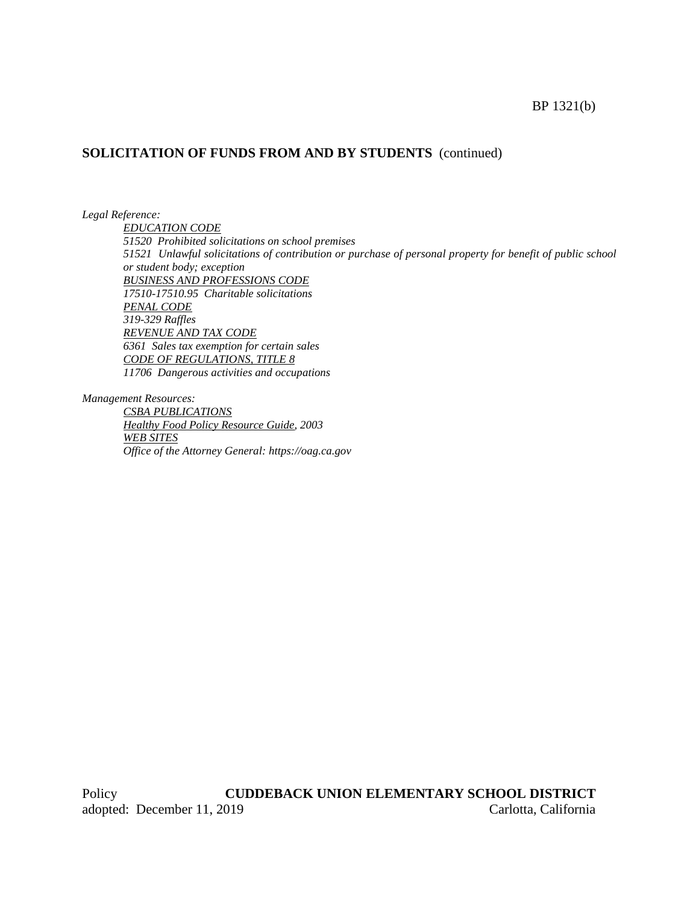## SOLICITATION OF FUNDS FROM AND BY STUDENTS (continued)

*Legal Reference:*

*EDUCATION CODE*
*51520 Prohibited solicitations on school premises*
*51521 Unlawful solicitations of contribution or purchase of personal property for benefit of public school or student body; exception*
*BUSINESS AND PROFESSIONS CODE*
*17510-17510.95 Charitable solicitations*
*PENAL CODE*
*319-329 Raffles*
*REVENUE AND TAX CODE*
*6361 Sales tax exemption for certain sales*
*CODE OF REGULATIONS, TITLE 8*
*11706 Dangerous activities and occupations*

*Management Resources:*

*CSBA PUBLICATIONS*
*Healthy Food Policy Resource Guide, 2003*
*WEB SITES*
*Office of the Attorney General: https://oag.ca.gov*

Policy **CUDDEBACK UNION ELEMENTARY SCHOOL DISTRICT**
adopted: December 11, 2019 Carlotta, California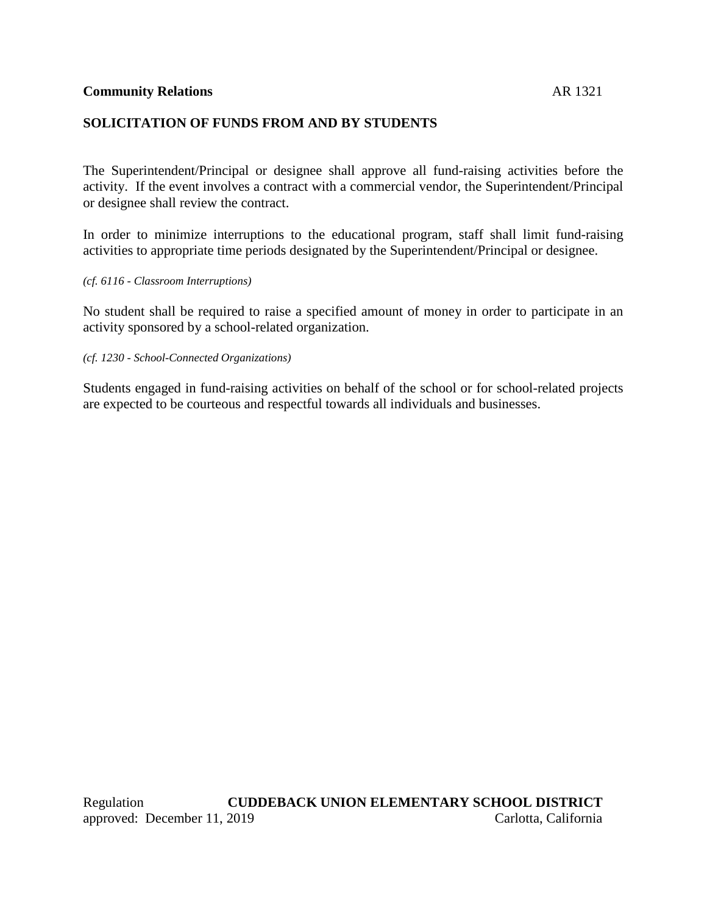**Community Relations** AR 1321

## SOLICITATION OF FUNDS FROM AND BY STUDENTS

The Superintendent/Principal or designee shall approve all fund-raising activities before the activity. If the event involves a contract with a commercial vendor, the Superintendent/Principal or designee shall review the contract.

In order to minimize interruptions to the educational program, staff shall limit fund-raising activities to appropriate time periods designated by the Superintendent/Principal or designee.

*(cf. 6116 - Classroom Interruptions)*

No student shall be required to raise a specified amount of money in order to participate in an activity sponsored by a school-related organization.

*(cf. 1230 - School-Connected Organizations)*

Students engaged in fund-raising activities on behalf of the school or for school-related projects are expected to be courteous and respectful towards all individuals and businesses.

Regulation **CUDDEBACK UNION ELEMENTARY SCHOOL DISTRICT**
approved: December 11, 2019 Carlotta, California